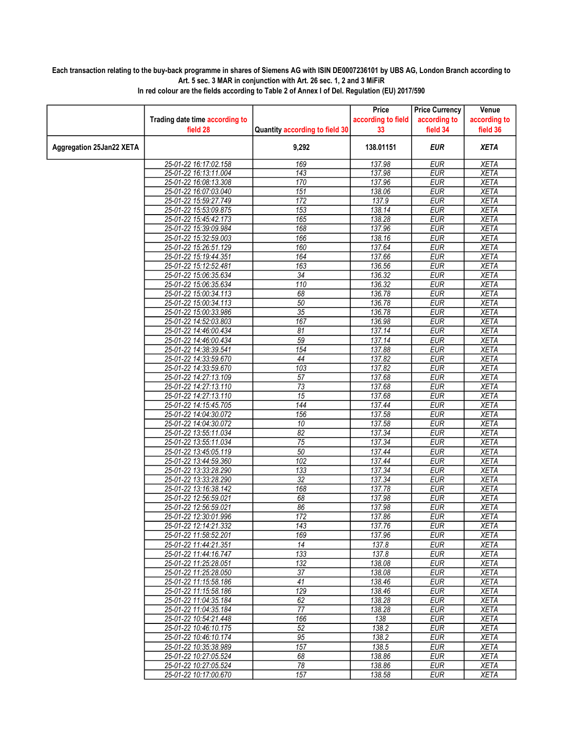**Each transaction relating to the buy-back programme in shares of Siemens AG with ISIN DE0007236101 by UBS AG, London Branch according to Art. 5 sec. 3 MAR in conjunction with Art. 26 sec. 1, 2 and 3 MiFiR**

**In red colour are the fields according to Table 2 of Annex I of Del. Regulation (EU) 2017/590**

| | Trading date time according to field 28 | Quantity according to field 30 | Price according to field 33 | Price Currency according to field 34 | Venue according to field 36 |
|---|---|---|---|---|---|
| **Aggregation 25Jan22 XETA** | | **9,292** | **138.01151** | ***EUR*** | ***XETA*** |
| | 25-01-22 16:17:02.158 | 169 | 137.98 | EUR | XETA |
| | 25-01-22 16:13:11.004 | 143 | 137.98 | EUR | XETA |
| | 25-01-22 16:08:13.308 | 170 | 137.96 | EUR | XETA |
| | 25-01-22 16:07:03.040 | 151 | 138.06 | EUR | XETA |
| | 25-01-22 15:59:27.749 | 172 | 137.9 | EUR | XETA |
| | 25-01-22 15:53:09.875 | 153 | 138.14 | EUR | XETA |
| | 25-01-22 15:45:42.173 | 165 | 138.28 | EUR | XETA |
| | 25-01-22 15:39:09.984 | 168 | 137.96 | EUR | XETA |
| | 25-01-22 15:32:59.003 | 166 | 138.16 | EUR | XETA |
| | 25-01-22 15:26:51.129 | 160 | 137.64 | EUR | XETA |
| | 25-01-22 15:19:44.351 | 164 | 137.66 | EUR | XETA |
| | 25-01-22 15:12:52.481 | 163 | 136.56 | EUR | XETA |
| | 25-01-22 15:06:35.634 | 34 | 136.32 | EUR | XETA |
| | 25-01-22 15:06:35.634 | 110 | 136.32 | EUR | XETA |
| | 25-01-22 15:00:34.113 | 68 | 136.78 | EUR | XETA |
| | 25-01-22 15:00:34.113 | 50 | 136.78 | EUR | XETA |
| | 25-01-22 15:00:33.986 | 35 | 136.78 | EUR | XETA |
| | 25-01-22 14:52:03.803 | 167 | 136.98 | EUR | XETA |
| | 25-01-22 14:46:00.434 | 81 | 137.14 | EUR | XETA |
| | 25-01-22 14:46:00.434 | 59 | 137.14 | EUR | XETA |
| | 25-01-22 14:38:39.541 | 154 | 137.88 | EUR | XETA |
| | 25-01-22 14:33:59.670 | 44 | 137.82 | EUR | XETA |
| | 25-01-22 14:33:59.670 | 103 | 137.82 | EUR | XETA |
| | 25-01-22 14:27:13.109 | 57 | 137.68 | EUR | XETA |
| | 25-01-22 14:27:13.110 | 73 | 137.68 | EUR | XETA |
| | 25-01-22 14:27:13.110 | 15 | 137.68 | EUR | XETA |
| | 25-01-22 14:15:45.705 | 144 | 137.44 | EUR | XETA |
| | 25-01-22 14:04:30.072 | 156 | 137.58 | EUR | XETA |
| | 25-01-22 14:04:30.072 | 10 | 137.58 | EUR | XETA |
| | 25-01-22 13:55:11.034 | 82 | 137.34 | EUR | XETA |
| | 25-01-22 13:55:11.034 | 75 | 137.34 | EUR | XETA |
| | 25-01-22 13:45:05.119 | 50 | 137.44 | EUR | XETA |
| | 25-01-22 13:44:59.360 | 102 | 137.44 | EUR | XETA |
| | 25-01-22 13:33:28.290 | 133 | 137.34 | EUR | XETA |
| | 25-01-22 13:33:28.290 | 32 | 137.34 | EUR | XETA |
| | 25-01-22 13:16:38.142 | 168 | 137.78 | EUR | XETA |
| | 25-01-22 12:56:59.021 | 68 | 137.98 | EUR | XETA |
| | 25-01-22 12:56:59.021 | 86 | 137.98 | EUR | XETA |
| | 25-01-22 12:30:01.996 | 172 | 137.86 | EUR | XETA |
| | 25-01-22 12:14:21.332 | 143 | 137.76 | EUR | XETA |
| | 25-01-22 11:58:52.201 | 169 | 137.96 | EUR | XETA |
| | 25-01-22 11:44:21.351 | 14 | 137.8 | EUR | XETA |
| | 25-01-22 11:44:16.747 | 133 | 137.8 | EUR | XETA |
| | 25-01-22 11:25:28.051 | 132 | 138.08 | EUR | XETA |
| | 25-01-22 11:25:28.050 | 37 | 138.08 | EUR | XETA |
| | 25-01-22 11:15:58.186 | 41 | 138.46 | EUR | XETA |
| | 25-01-22 11:15:58.186 | 129 | 138.46 | EUR | XETA |
| | 25-01-22 11:04:35.184 | 62 | 138.28 | EUR | XETA |
| | 25-01-22 11:04:35.184 | 77 | 138.28 | EUR | XETA |
| | 25-01-22 10:54:21.448 | 166 | 138 | EUR | XETA |
| | 25-01-22 10:46:10.175 | 52 | 138.2 | EUR | XETA |
| | 25-01-22 10:46:10.174 | 95 | 138.2 | EUR | XETA |
| | 25-01-22 10:35:38.989 | 157 | 138.5 | EUR | XETA |
| | 25-01-22 10:27:05.524 | 68 | 138.86 | EUR | XETA |
| | 25-01-22 10:27:05.524 | 78 | 138.86 | EUR | XETA |
| | 25-01-22 10:17:00.670 | 157 | 138.58 | EUR | XETA |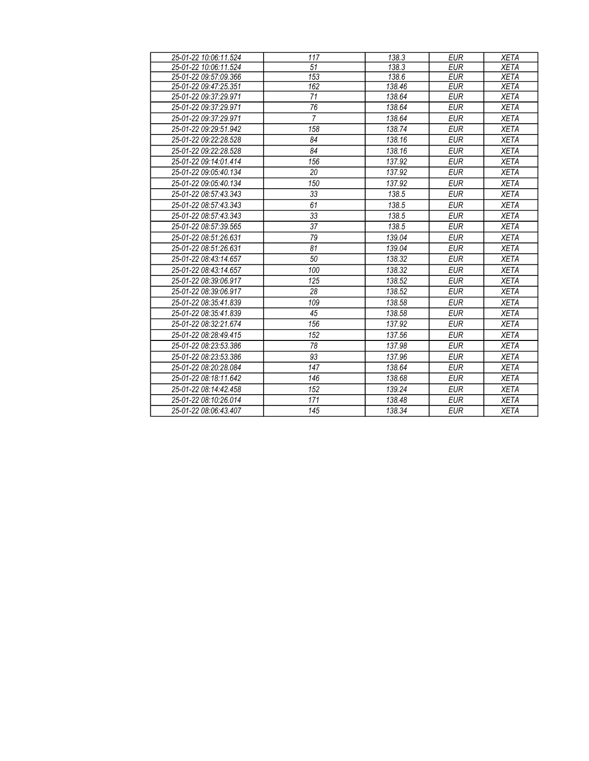| 25-01-22 10:06:11.524 | 117 | 138.3 | EUR | XETA |
|---|---|---|---|---|
| 25-01-22 10:06:11.524 | 51 | 138.3 | EUR | XETA |
| 25-01-22 09:57:09.366 | 153 | 138.6 | EUR | XETA |
| 25-01-22 09:47:25.351 | 162 | 138.46 | EUR | XETA |
| 25-01-22 09:37:29.971 | 71 | 138.64 | EUR | XETA |
| 25-01-22 09:37:29.971 | 76 | 138.64 | EUR | XETA |
| 25-01-22 09:37:29.971 | 7 | 138.64 | EUR | XETA |
| 25-01-22 09:29:51.942 | 158 | 138.74 | EUR | XETA |
| 25-01-22 09:22:28.528 | 84 | 138.16 | EUR | XETA |
| 25-01-22 09:22:28.528 | 84 | 138.16 | EUR | XETA |
| 25-01-22 09:14:01.414 | 156 | 137.92 | EUR | XETA |
| 25-01-22 09:05:40.134 | 20 | 137.92 | EUR | XETA |
| 25-01-22 09:05:40.134 | 150 | 137.92 | EUR | XETA |
| 25-01-22 08:57:43.343 | 33 | 138.5 | EUR | XETA |
| 25-01-22 08:57:43.343 | 61 | 138.5 | EUR | XETA |
| 25-01-22 08:57:43.343 | 33 | 138.5 | EUR | XETA |
| 25-01-22 08:57:39.565 | 37 | 138.5 | EUR | XETA |
| 25-01-22 08:51:26.631 | 79 | 139.04 | EUR | XETA |
| 25-01-22 08:51:26.631 | 81 | 139.04 | EUR | XETA |
| 25-01-22 08:43:14.657 | 50 | 138.32 | EUR | XETA |
| 25-01-22 08:43:14.657 | 100 | 138.32 | EUR | XETA |
| 25-01-22 08:39:06.917 | 125 | 138.52 | EUR | XETA |
| 25-01-22 08:39:06.917 | 28 | 138.52 | EUR | XETA |
| 25-01-22 08:35:41.839 | 109 | 138.58 | EUR | XETA |
| 25-01-22 08:35:41.839 | 45 | 138.58 | EUR | XETA |
| 25-01-22 08:32:21.674 | 156 | 137.92 | EUR | XETA |
| 25-01-22 08:28:49.415 | 152 | 137.56 | EUR | XETA |
| 25-01-22 08:23:53.386 | 78 | 137.98 | EUR | XETA |
| 25-01-22 08:23:53.386 | 93 | 137.96 | EUR | XETA |
| 25-01-22 08:20:28.084 | 147 | 138.64 | EUR | XETA |
| 25-01-22 08:18:11.642 | 146 | 138.68 | EUR | XETA |
| 25-01-22 08:14:42.458 | 152 | 139.24 | EUR | XETA |
| 25-01-22 08:10:26.014 | 171 | 138.48 | EUR | XETA |
| 25-01-22 08:06:43.407 | 145 | 138.34 | EUR | XETA |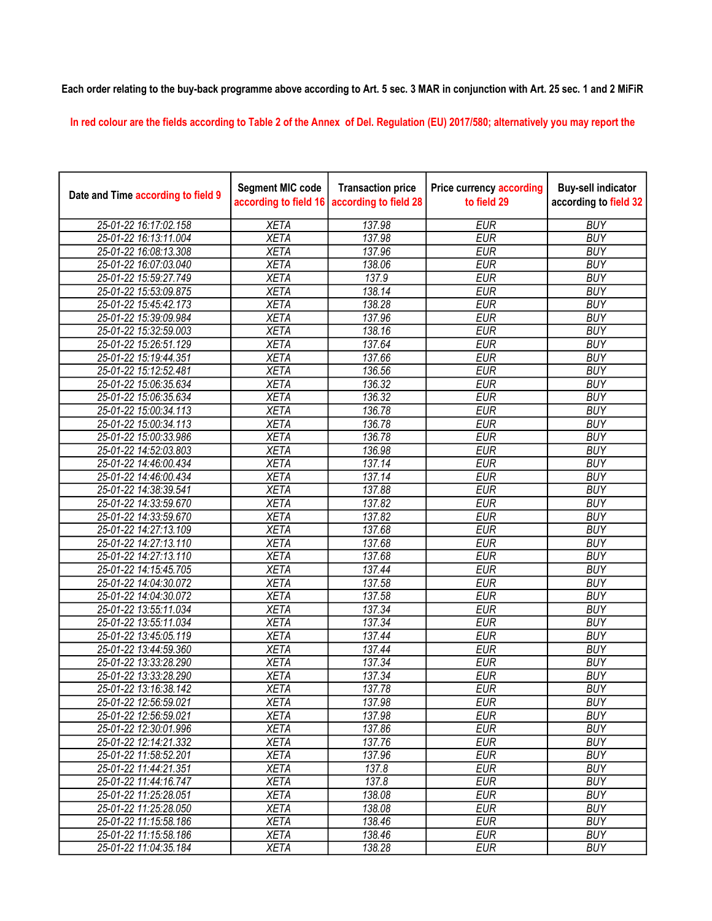**Each order relating to the buy-back programme above according to Art. 5 sec. 3 MAR in conjunction with Art. 25 sec. 1 and 2 MiFiR**

In red colour are the fields according to Table 2 of the Annex of Del. Regulation (EU) 2017/580; alternatively you may report the

| Date and Time according to field 9 | Segment MIC code according to field 16 | Transaction price according to field 28 | Price currency according to field 29 | Buy-sell indicator according to field 32 |
|---|---|---|---|---|
| 25-01-22 16:17:02.158 | XETA | 137.98 | EUR | BUY |
| 25-01-22 16:13:11.004 | XETA | 137.98 | EUR | BUY |
| 25-01-22 16:08:13.308 | XETA | 137.96 | EUR | BUY |
| 25-01-22 16:07:03.040 | XETA | 138.06 | EUR | BUY |
| 25-01-22 15:59:27.749 | XETA | 137.9 | EUR | BUY |
| 25-01-22 15:53:09.875 | XETA | 138.14 | EUR | BUY |
| 25-01-22 15:45:42.173 | XETA | 138.28 | EUR | BUY |
| 25-01-22 15:39:09.984 | XETA | 137.96 | EUR | BUY |
| 25-01-22 15:32:59.003 | XETA | 138.16 | EUR | BUY |
| 25-01-22 15:26:51.129 | XETA | 137.64 | EUR | BUY |
| 25-01-22 15:19:44.351 | XETA | 137.66 | EUR | BUY |
| 25-01-22 15:12:52.481 | XETA | 136.56 | EUR | BUY |
| 25-01-22 15:06:35.634 | XETA | 136.32 | EUR | BUY |
| 25-01-22 15:06:35.634 | XETA | 136.32 | EUR | BUY |
| 25-01-22 15:00:34.113 | XETA | 136.78 | EUR | BUY |
| 25-01-22 15:00:34.113 | XETA | 136.78 | EUR | BUY |
| 25-01-22 15:00:33.986 | XETA | 136.78 | EUR | BUY |
| 25-01-22 14:52:03.803 | XETA | 136.98 | EUR | BUY |
| 25-01-22 14:46:00.434 | XETA | 137.14 | EUR | BUY |
| 25-01-22 14:46:00.434 | XETA | 137.14 | EUR | BUY |
| 25-01-22 14:38:39.541 | XETA | 137.88 | EUR | BUY |
| 25-01-22 14:33:59.670 | XETA | 137.82 | EUR | BUY |
| 25-01-22 14:33:59.670 | XETA | 137.82 | EUR | BUY |
| 25-01-22 14:27:13.109 | XETA | 137.68 | EUR | BUY |
| 25-01-22 14:27:13.110 | XETA | 137.68 | EUR | BUY |
| 25-01-22 14:27:13.110 | XETA | 137.68 | EUR | BUY |
| 25-01-22 14:15:45.705 | XETA | 137.44 | EUR | BUY |
| 25-01-22 14:04:30.072 | XETA | 137.58 | EUR | BUY |
| 25-01-22 14:04:30.072 | XETA | 137.58 | EUR | BUY |
| 25-01-22 13:55:11.034 | XETA | 137.34 | EUR | BUY |
| 25-01-22 13:55:11.034 | XETA | 137.34 | EUR | BUY |
| 25-01-22 13:45:05.119 | XETA | 137.44 | EUR | BUY |
| 25-01-22 13:44:59.360 | XETA | 137.44 | EUR | BUY |
| 25-01-22 13:33:28.290 | XETA | 137.34 | EUR | BUY |
| 25-01-22 13:33:28.290 | XETA | 137.34 | EUR | BUY |
| 25-01-22 13:16:38.142 | XETA | 137.78 | EUR | BUY |
| 25-01-22 12:56:59.021 | XETA | 137.98 | EUR | BUY |
| 25-01-22 12:56:59.021 | XETA | 137.98 | EUR | BUY |
| 25-01-22 12:30:01.996 | XETA | 137.86 | EUR | BUY |
| 25-01-22 12:14:21.332 | XETA | 137.76 | EUR | BUY |
| 25-01-22 11:58:52.201 | XETA | 137.96 | EUR | BUY |
| 25-01-22 11:44:21.351 | XETA | 137.8 | EUR | BUY |
| 25-01-22 11:44:16.747 | XETA | 137.8 | EUR | BUY |
| 25-01-22 11:25:28.051 | XETA | 138.08 | EUR | BUY |
| 25-01-22 11:25:28.050 | XETA | 138.08 | EUR | BUY |
| 25-01-22 11:15:58.186 | XETA | 138.46 | EUR | BUY |
| 25-01-22 11:15:58.186 | XETA | 138.46 | EUR | BUY |
| 25-01-22 11:04:35.184 | XETA | 138.28 | EUR | BUY |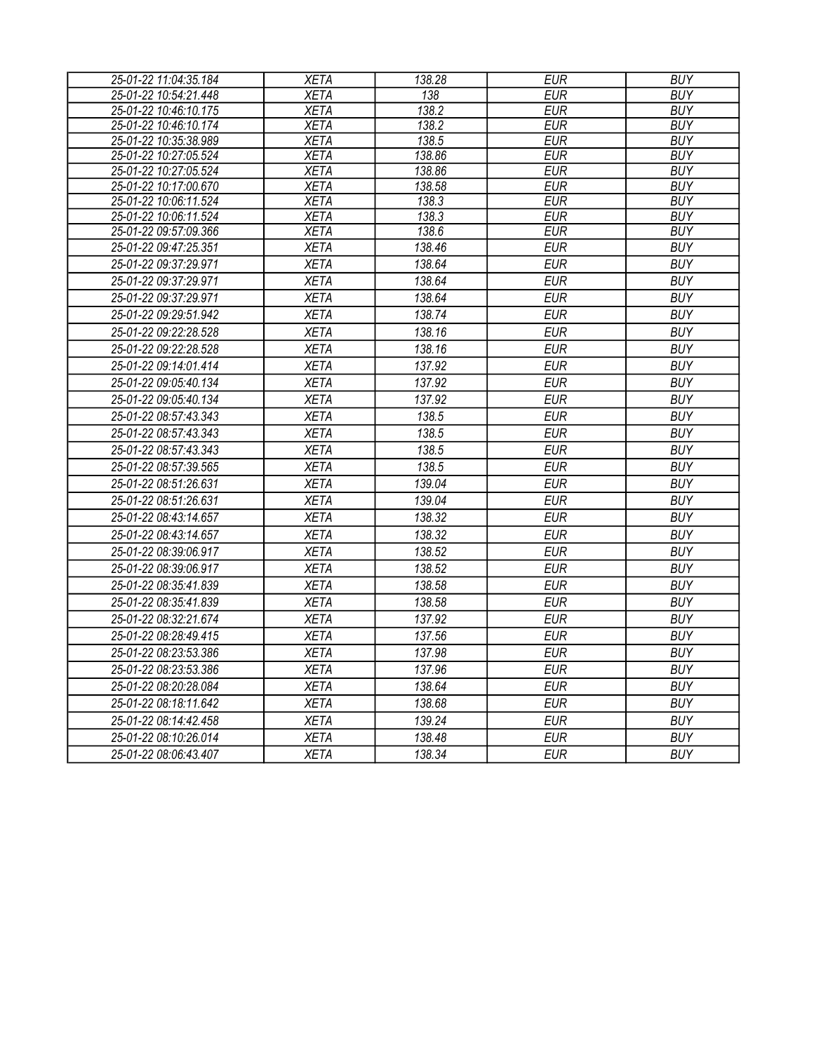| | | | | |
|---|---|---|---|---|
| 25-01-22 11:04:35.184 | XETA | 138.28 | EUR | BUY |
| 25-01-22 10:54:21.448 | XETA | 138 | EUR | BUY |
| 25-01-22 10:46:10.175 | XETA | 138.2 | EUR | BUY |
| 25-01-22 10:46:10.174 | XETA | 138.2 | EUR | BUY |
| 25-01-22 10:35:38.989 | XETA | 138.5 | EUR | BUY |
| 25-01-22 10:27:05.524 | XETA | 138.86 | EUR | BUY |
| 25-01-22 10:27:05.524 | XETA | 138.86 | EUR | BUY |
| 25-01-22 10:17:00.670 | XETA | 138.58 | EUR | BUY |
| 25-01-22 10:06:11.524 | XETA | 138.3 | EUR | BUY |
| 25-01-22 10:06:11.524 | XETA | 138.3 | EUR | BUY |
| 25-01-22 09:57:09.366 | XETA | 138.6 | EUR | BUY |
| 25-01-22 09:47:25.351 | XETA | 138.46 | EUR | BUY |
| 25-01-22 09:37:29.971 | XETA | 138.64 | EUR | BUY |
| 25-01-22 09:37:29.971 | XETA | 138.64 | EUR | BUY |
| 25-01-22 09:37:29.971 | XETA | 138.64 | EUR | BUY |
| 25-01-22 09:29:51.942 | XETA | 138.74 | EUR | BUY |
| 25-01-22 09:22:28.528 | XETA | 138.16 | EUR | BUY |
| 25-01-22 09:22:28.528 | XETA | 138.16 | EUR | BUY |
| 25-01-22 09:14:01.414 | XETA | 137.92 | EUR | BUY |
| 25-01-22 09:05:40.134 | XETA | 137.92 | EUR | BUY |
| 25-01-22 09:05:40.134 | XETA | 137.92 | EUR | BUY |
| 25-01-22 08:57:43.343 | XETA | 138.5 | EUR | BUY |
| 25-01-22 08:57:43.343 | XETA | 138.5 | EUR | BUY |
| 25-01-22 08:57:43.343 | XETA | 138.5 | EUR | BUY |
| 25-01-22 08:57:39.565 | XETA | 138.5 | EUR | BUY |
| 25-01-22 08:51:26.631 | XETA | 139.04 | EUR | BUY |
| 25-01-22 08:51:26.631 | XETA | 139.04 | EUR | BUY |
| 25-01-22 08:43:14.657 | XETA | 138.32 | EUR | BUY |
| 25-01-22 08:43:14.657 | XETA | 138.32 | EUR | BUY |
| 25-01-22 08:39:06.917 | XETA | 138.52 | EUR | BUY |
| 25-01-22 08:39:06.917 | XETA | 138.52 | EUR | BUY |
| 25-01-22 08:35:41.839 | XETA | 138.58 | EUR | BUY |
| 25-01-22 08:35:41.839 | XETA | 138.58 | EUR | BUY |
| 25-01-22 08:32:21.674 | XETA | 137.92 | EUR | BUY |
| 25-01-22 08:28:49.415 | XETA | 137.56 | EUR | BUY |
| 25-01-22 08:23:53.386 | XETA | 137.98 | EUR | BUY |
| 25-01-22 08:23:53.386 | XETA | 137.96 | EUR | BUY |
| 25-01-22 08:20:28.084 | XETA | 138.64 | EUR | BUY |
| 25-01-22 08:18:11.642 | XETA | 138.68 | EUR | BUY |
| 25-01-22 08:14:42.458 | XETA | 139.24 | EUR | BUY |
| 25-01-22 08:10:26.014 | XETA | 138.48 | EUR | BUY |
| 25-01-22 08:06:43.407 | XETA | 138.34 | EUR | BUY |